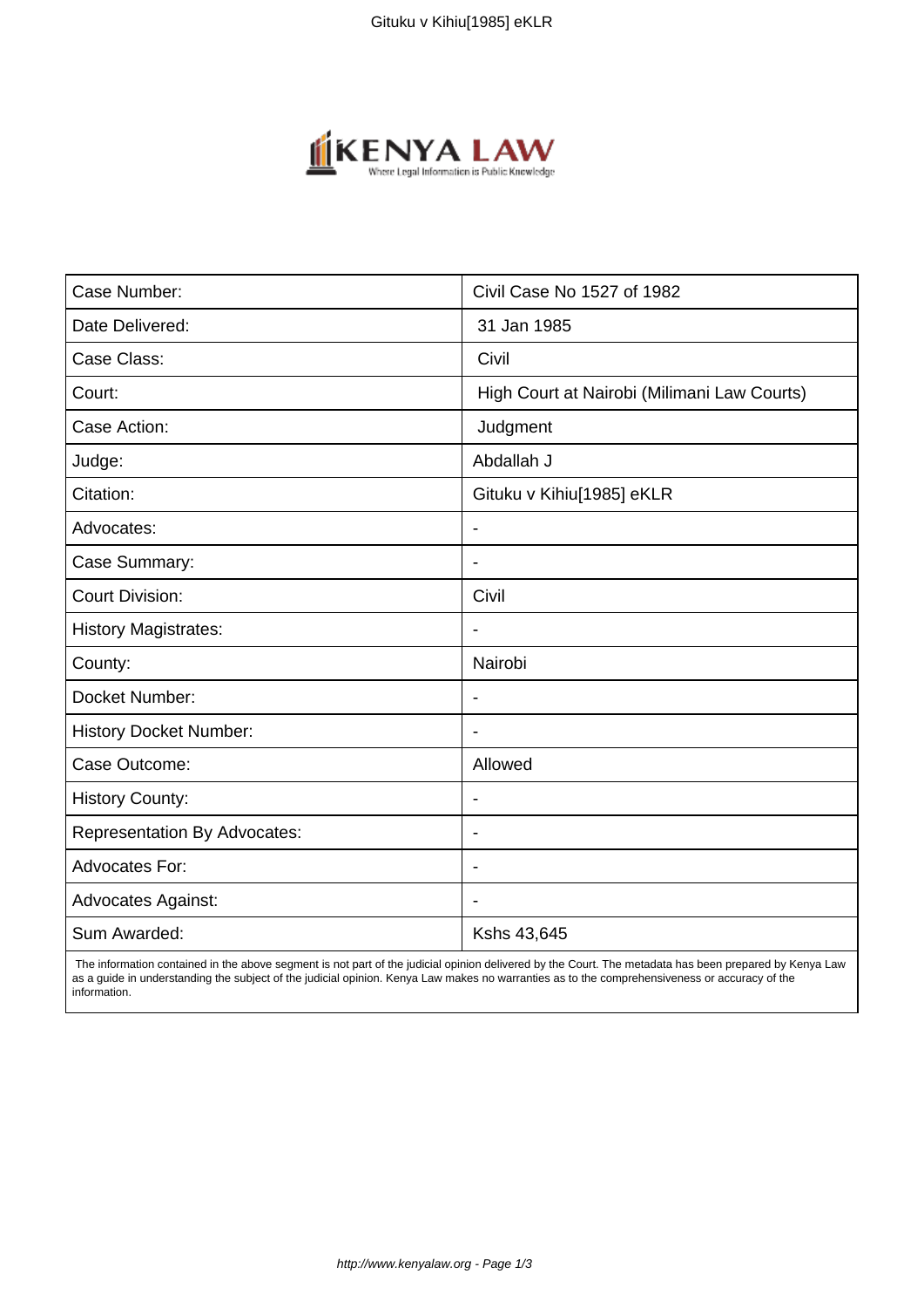| Case Number: | Civil Case No 1527 of 1982 |
| --- | --- |
| Date Delivered: | 31 Jan 1985 |
| Case Class: | Civil |
| Court: | High Court at Nairobi (Milimani Law Courts) |
| Case Action: | Judgment |
| Judge: | Abdallah J |
| Citation: | Gituku v Kihiu[1985] eKLR |
| Advocates: | - |
| Case Summary: | - |
| Court Division: | Civil |
| History Magistrates: | - |
| County: | Nairobi |
| Docket Number: | - |
| History Docket Number: | - |
| Case Outcome: | Allowed |
| History County: | - |
| Representation By Advocates: | - |
| Advocates For: | - |
| Advocates Against: | - |
| Sum Awarded: | Kshs 43,645 |

The information contained in the above segment is not part of the judicial opinion delivered by the Court. The metadata has been prepared by Kenya Law as a guide in understanding the subject of the judicial opinion. Kenya Law makes no warranties as to the comprehensiveness or accuracy of the information.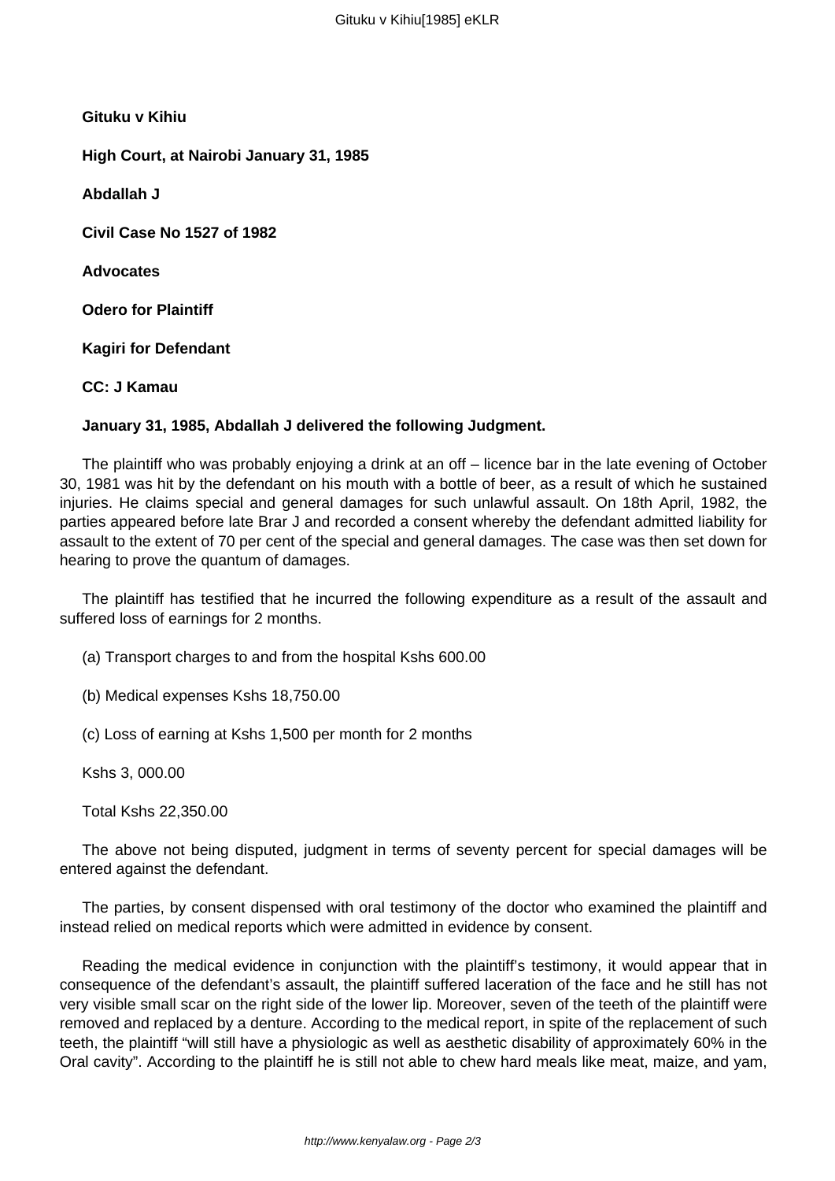**Gituku v Kihiu**

**High Court, at Nairobi January 31, 1985**

**Abdallah J**

**Civil Case No 1527 of 1982**

**Advocates**

**Odero for Plaintiff**

**Kagiri for Defendant**

**CC: J Kamau**

**January 31, 1985, Abdallah J delivered the following Judgment.**

The plaintiff who was probably enjoying a drink at an off – licence bar in the late evening of October 30, 1981 was hit by the defendant on his mouth with a bottle of beer, as a result of which he sustained injuries. He claims special and general damages for such unlawful assault. On 18th April, 1982, the parties appeared before late Brar J and recorded a consent whereby the defendant admitted liability for assault to the extent of 70 per cent of the special and general damages. The case was then set down for hearing to prove the quantum of damages.

The plaintiff has testified that he incurred the following expenditure as a result of the assault and suffered loss of earnings for 2 months.

(a) Transport charges to and from the hospital Kshs 600.00

(b) Medical expenses Kshs 18,750.00

(c) Loss of earning at Kshs 1,500 per month for 2 months

Kshs 3, 000.00

Total Kshs 22,350.00

The above not being disputed, judgment in terms of seventy percent for special damages will be entered against the defendant.

The parties, by consent dispensed with oral testimony of the doctor who examined the plaintiff and instead relied on medical reports which were admitted in evidence by consent.

Reading the medical evidence in conjunction with the plaintiff's testimony, it would appear that in consequence of the defendant's assault, the plaintiff suffered laceration of the face and he still has not very visible small scar on the right side of the lower lip. Moreover, seven of the teeth of the plaintiff were removed and replaced by a denture. According to the medical report, in spite of the replacement of such teeth, the plaintiff "will still have a physiologic as well as aesthetic disability of approximately 60% in the Oral cavity". According to the plaintiff he is still not able to chew hard meals like meat, maize, and yam,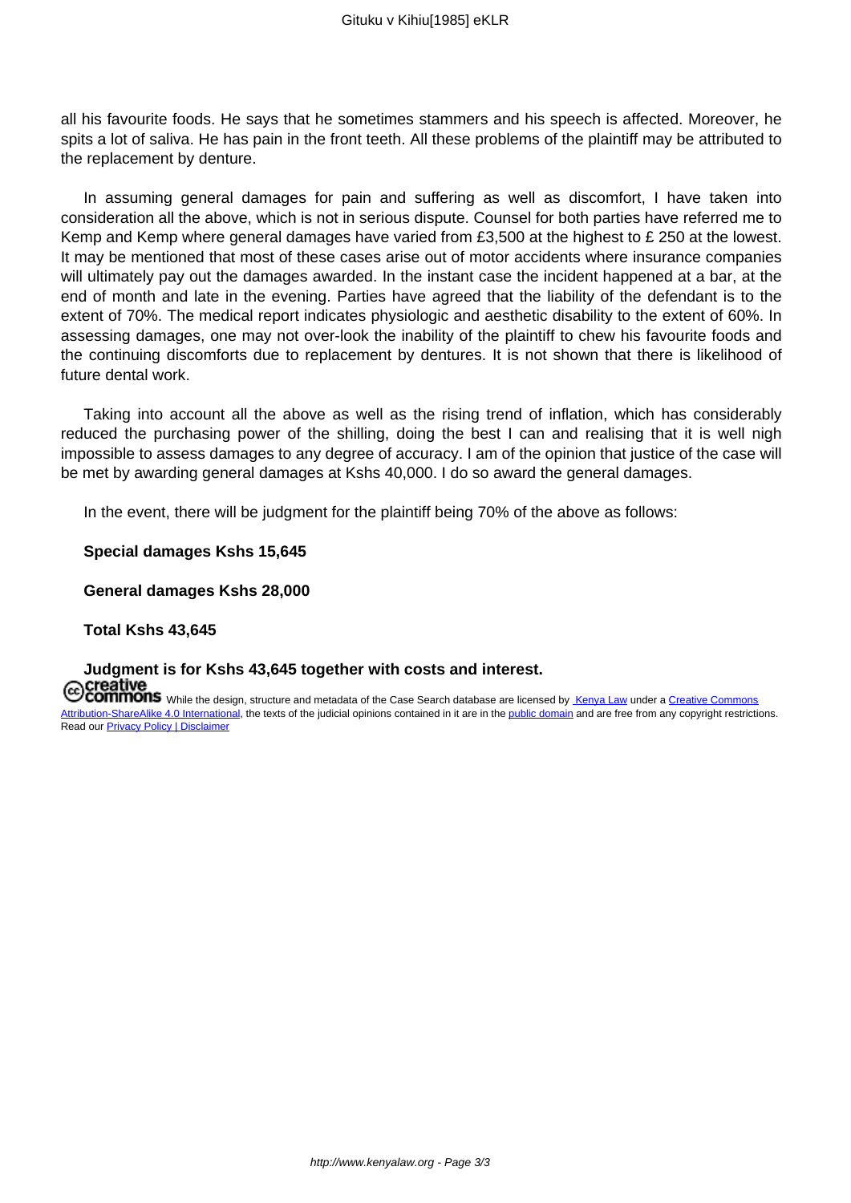all his favourite foods. He says that he sometimes stammers and his speech is affected. Moreover, he spits a lot of saliva. He has pain in the front teeth. All these problems of the plaintiff may be attributed to the replacement by denture.

In assuming general damages for pain and suffering as well as discomfort, I have taken into consideration all the above, which is not in serious dispute. Counsel for both parties have referred me to Kemp and Kemp where general damages have varied from £3,500 at the highest to £ 250 at the lowest. It may be mentioned that most of these cases arise out of motor accidents where insurance companies will ultimately pay out the damages awarded. In the instant case the incident happened at a bar, at the end of month and late in the evening. Parties have agreed that the liability of the defendant is to the extent of 70%. The medical report indicates physiologic and aesthetic disability to the extent of 60%. In assessing damages, one may not over-look the inability of the plaintiff to chew his favourite foods and the continuing discomforts due to replacement by dentures. It is not shown that there is likelihood of future dental work.

Taking into account all the above as well as the rising trend of inflation, which has considerably reduced the purchasing power of the shilling, doing the best I can and realising that it is well nigh impossible to assess damages to any degree of accuracy. I am of the opinion that justice of the case will be met by awarding general damages at Kshs 40,000. I do so award the general damages.

In the event, there will be judgment for the plaintiff being 70% of the above as follows:

**Special damages Kshs 15,645**

**General damages Kshs 28,000**

**Total Kshs 43,645**

**Judgment is for Kshs 43,645 together with costs and interest.**

While the design, structure and metadata of the Case Search database are licensed by Kenya Law under a Creative Commons Attribution-ShareAlike 4.0 International, the texts of the judicial opinions contained in it are in the public domain and are free from any copyright restrictions. Read our Privacy Policy | Disclaimer